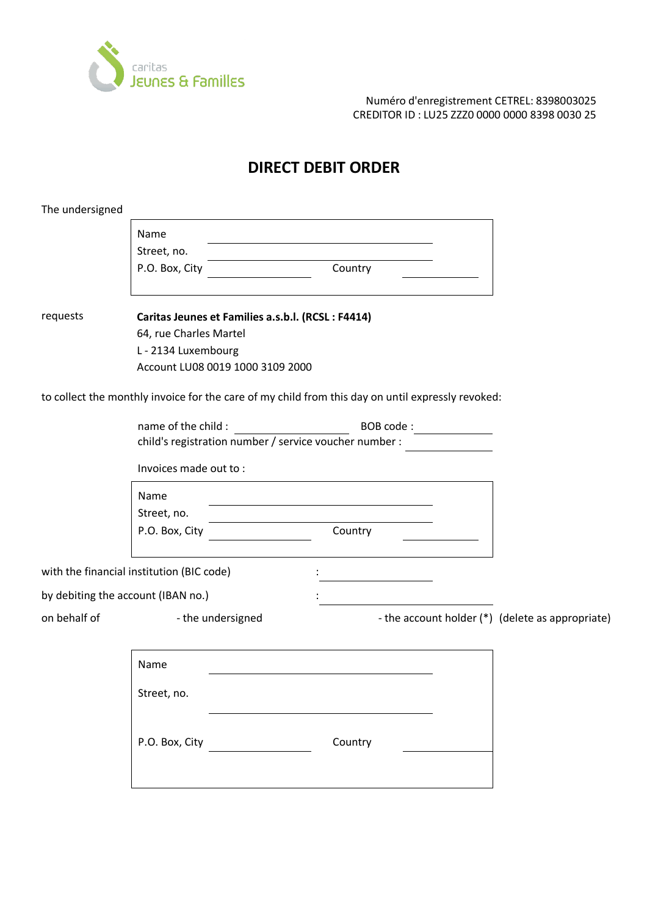caritas Jeunes & Familles

Numéro d'enregistrement CETREL: 8398003025
CREDITOR ID : LU25 ZZZ0 0000 0000 8398 0030 25

# DIRECT DEBIT ORDER

The undersigned

Name ______________________________
Street, no. ______________________________
P.O. Box, City ______________ Country __________

requests

**Caritas Jeunes et Familles a.s.b.l. (RCSL : F4414)**
64, rue Charles Martel
L - 2134 Luxembourg
Account LU08 0019 1000 3109 2000

to collect the monthly invoice for the care of my child from this day on until expressly revoked:

name of the child : ______________ BOB code : __________
child's registration number / service voucher number : __________

Invoices made out to :

Name ______________________________
Street, no. ______________________________
P.O. Box, City ______________ Country __________

with the financial institution (BIC code) : ______________

by debiting the account (IBAN no.) : ______________

on behalf of - the undersigned - the account holder (*) (delete as appropriate)

Name ______________________________

Street, no.

______________________________

P.O. Box, City ______________ Country __________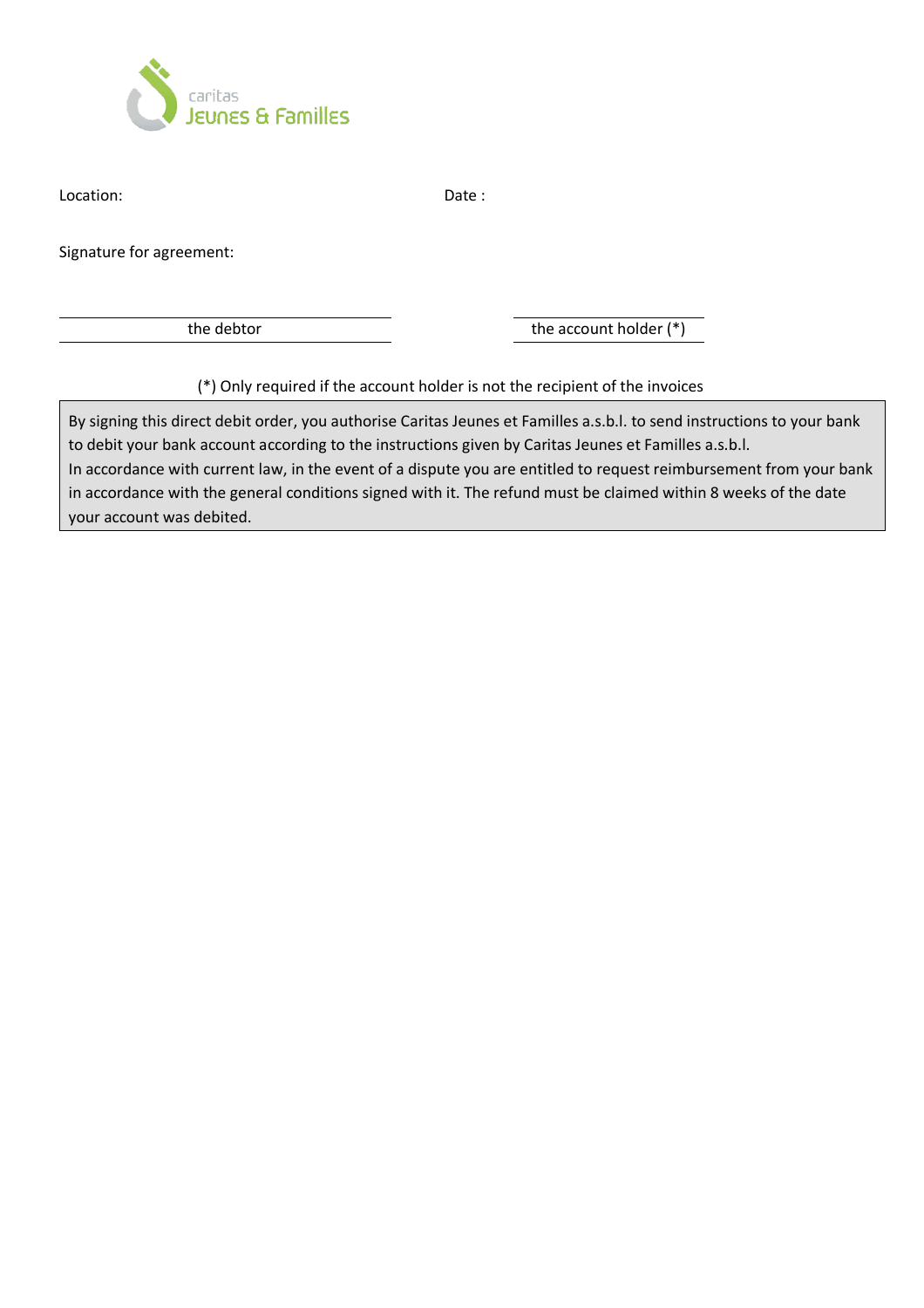caritas
Jeunes & Familles

Location: Date :

Signature for agreement:

| the debtor | the account holder (*) |
|---|---|

(*) Only required if the account holder is not the recipient of the invoices

By signing this direct debit order, you authorise Caritas Jeunes et Familles a.s.b.l. to send instructions to your bank to debit your bank account according to the instructions given by Caritas Jeunes et Familles a.s.b.l.
In accordance with current law, in the event of a dispute you are entitled to request reimbursement from your bank in accordance with the general conditions signed with it. The refund must be claimed within 8 weeks of the date your account was debited.